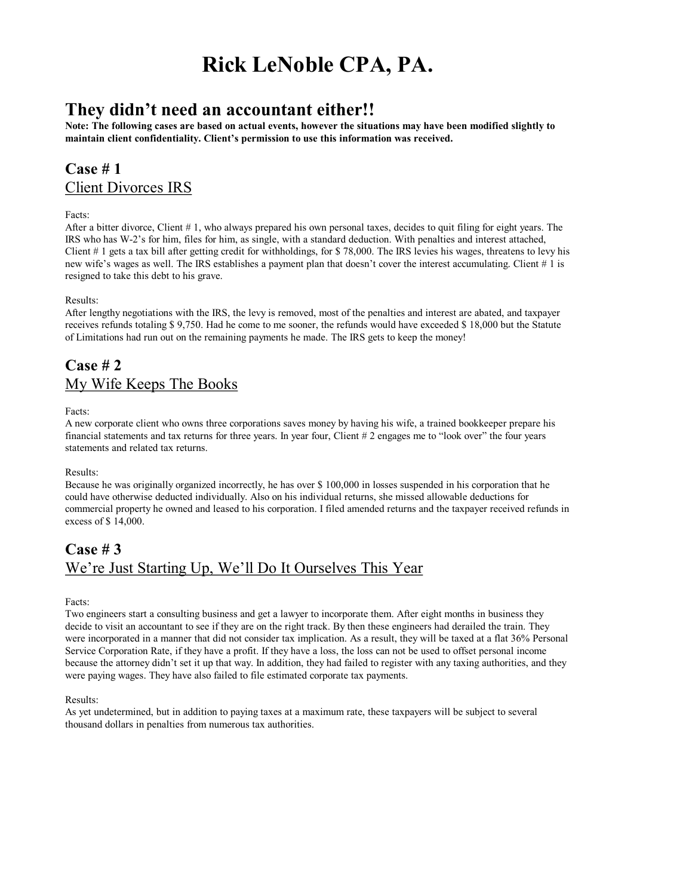# Rick LeNoble CPA, PA.

## They didn't need an accountant either!!

**Note: The following cases are based on actual events, however the situations may have been modified slightly to maintain client confidentiality. Client's permission to use this information was received.**

## Case # 1

<u>Client Divorces IRS</u>

Facts:
After a bitter divorce, Client # 1, who always prepared his own personal taxes, decides to quit filing for eight years. The IRS who has W-2's for him, files for him, as single, with a standard deduction. With penalties and interest attached, Client # 1 gets a tax bill after getting credit for withholdings, for $ 78,000. The IRS levies his wages, threatens to levy his new wife's wages as well. The IRS establishes a payment plan that doesn't cover the interest accumulating. Client # 1 is resigned to take this debt to his grave.

Results:
After lengthy negotiations with the IRS, the levy is removed, most of the penalties and interest are abated, and taxpayer receives refunds totaling $ 9,750. Had he come to me sooner, the refunds would have exceeded $ 18,000 but the Statute of Limitations had run out on the remaining payments he made. The IRS gets to keep the money!

## Case # 2

<u>My Wife Keeps The Books</u>

Facts:
A new corporate client who owns three corporations saves money by having his wife, a trained bookkeeper prepare his financial statements and tax returns for three years. In year four, Client # 2 engages me to "look over" the four years statements and related tax returns.

Results:
Because he was originally organized incorrectly, he has over $ 100,000 in losses suspended in his corporation that he could have otherwise deducted individually. Also on his individual returns, she missed allowable deductions for commercial property he owned and leased to his corporation. I filed amended returns and the taxpayer received refunds in excess of $ 14,000.

## Case # 3

<u>We're Just Starting Up, We'll Do It Ourselves This Year</u>

Facts:
Two engineers start a consulting business and get a lawyer to incorporate them. After eight months in business they decide to visit an accountant to see if they are on the right track. By then these engineers had derailed the train. They were incorporated in a manner that did not consider tax implication. As a result, they will be taxed at a flat 36% Personal Service Corporation Rate, if they have a profit. If they have a loss, the loss can not be used to offset personal income because the attorney didn't set it up that way. In addition, they had failed to register with any taxing authorities, and they were paying wages. They have also failed to file estimated corporate tax payments.

Results:
As yet undetermined, but in addition to paying taxes at a maximum rate, these taxpayers will be subject to several thousand dollars in penalties from numerous tax authorities.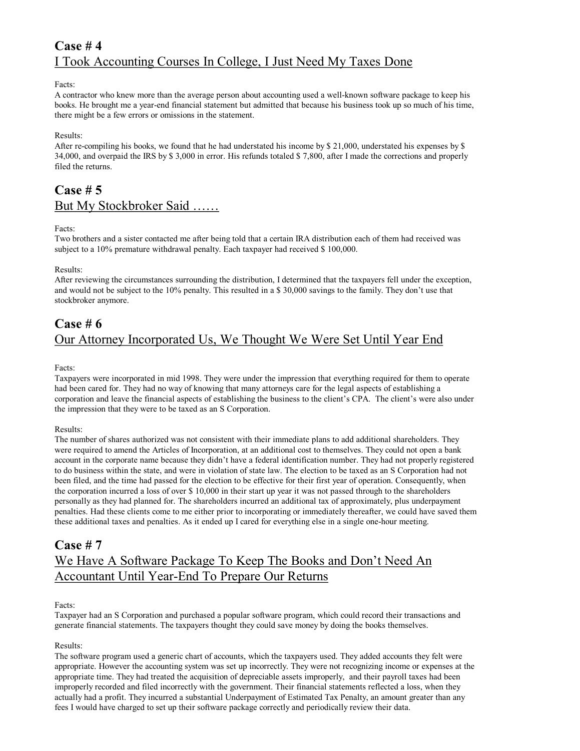## Case # 4

I Took Accounting Courses In College, I Just Need My Taxes Done

Facts:
A contractor who knew more than the average person about accounting used a well-known software package to keep his books. He brought me a year-end financial statement but admitted that because his business took up so much of his time, there might be a few errors or omissions in the statement.

Results:
After re-compiling his books, we found that he had understated his income by $ 21,000, understated his expenses by $ 34,000, and overpaid the IRS by $ 3,000 in error. His refunds totaled $ 7,800, after I made the corrections and properly filed the returns.

## Case # 5

But My Stockbroker Said ……

Facts:
Two brothers and a sister contacted me after being told that a certain IRA distribution each of them had received was subject to a 10% premature withdrawal penalty. Each taxpayer had received $ 100,000.

Results:
After reviewing the circumstances surrounding the distribution, I determined that the taxpayers fell under the exception, and would not be subject to the 10% penalty. This resulted in a $ 30,000 savings to the family. They don't use that stockbroker anymore.

## Case # 6

Our Attorney Incorporated Us, We Thought We Were Set Until Year End

Facts:
Taxpayers were incorporated in mid 1998. They were under the impression that everything required for them to operate had been cared for. They had no way of knowing that many attorneys care for the legal aspects of establishing a corporation and leave the financial aspects of establishing the business to the client's CPA. The client's were also under the impression that they were to be taxed as an S Corporation.

Results:
The number of shares authorized was not consistent with their immediate plans to add additional shareholders. They were required to amend the Articles of Incorporation, at an additional cost to themselves. They could not open a bank account in the corporate name because they didn't have a federal identification number. They had not properly registered to do business within the state, and were in violation of state law. The election to be taxed as an S Corporation had not been filed, and the time had passed for the election to be effective for their first year of operation. Consequently, when the corporation incurred a loss of over $ 10,000 in their start up year it was not passed through to the shareholders personally as they had planned for. The shareholders incurred an additional tax of approximately, plus underpayment penalties. Had these clients come to me either prior to incorporating or immediately thereafter, we could have saved them these additional taxes and penalties. As it ended up I cared for everything else in a single one-hour meeting.

## Case # 7

We Have A Software Package To Keep The Books and Don't Need An Accountant Until Year-End To Prepare Our Returns

Facts:
Taxpayer had an S Corporation and purchased a popular software program, which could record their transactions and generate financial statements. The taxpayers thought they could save money by doing the books themselves.

Results:
The software program used a generic chart of accounts, which the taxpayers used. They added accounts they felt were appropriate. However the accounting system was set up incorrectly. They were not recognizing income or expenses at the appropriate time. They had treated the acquisition of depreciable assets improperly, and their payroll taxes had been improperly recorded and filed incorrectly with the government. Their financial statements reflected a loss, when they actually had a profit. They incurred a substantial Underpayment of Estimated Tax Penalty, an amount greater than any fees I would have charged to set up their software package correctly and periodically review their data.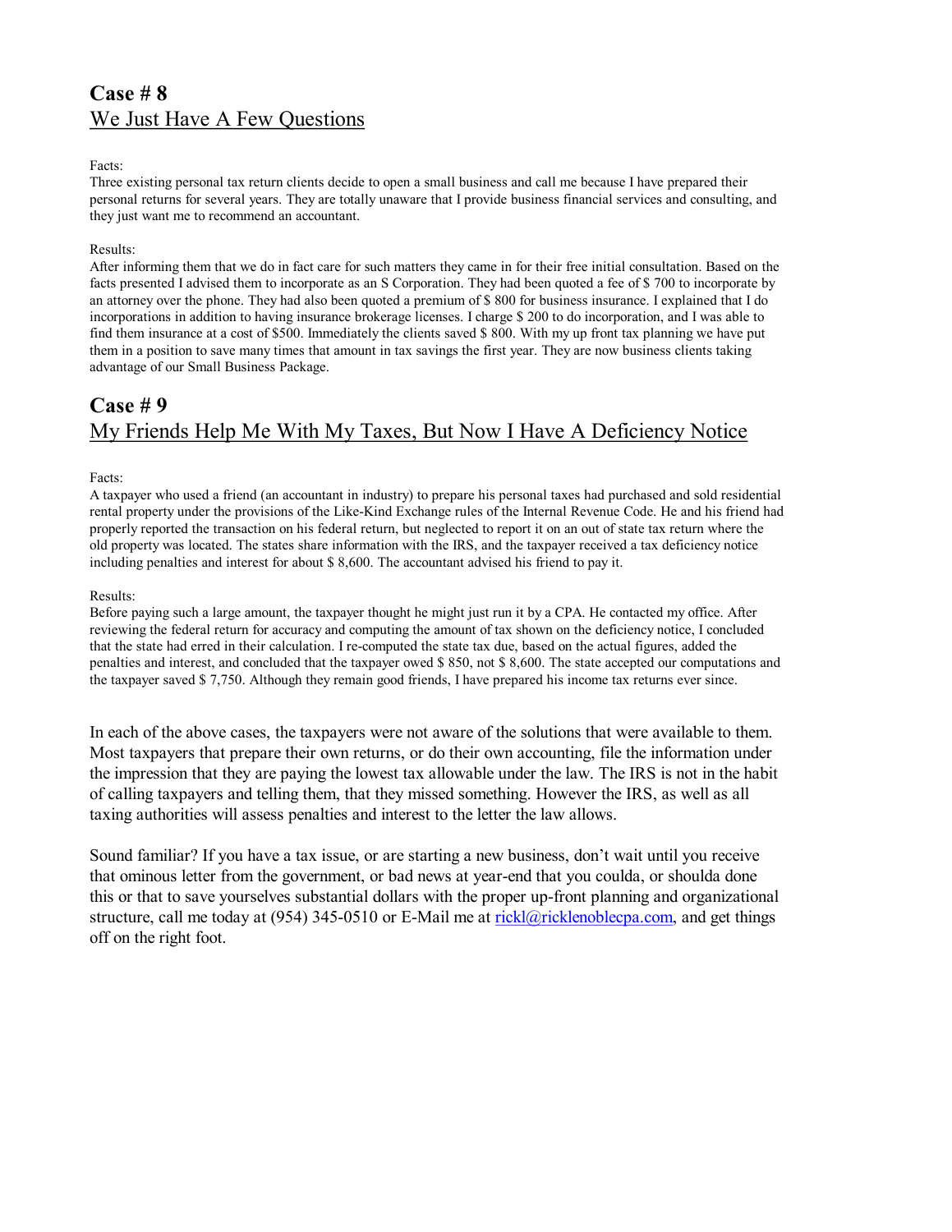## Case # 8

We Just Have A Few Questions

Facts:
Three existing personal tax return clients decide to open a small business and call me because I have prepared their personal returns for several years. They are totally unaware that I provide business financial services and consulting, and they just want me to recommend an accountant.

Results:
After informing them that we do in fact care for such matters they came in for their free initial consultation. Based on the facts presented I advised them to incorporate as an S Corporation. They had been quoted a fee of $ 700 to incorporate by an attorney over the phone. They had also been quoted a premium of $ 800 for business insurance. I explained that I do incorporations in addition to having insurance brokerage licenses. I charge $ 200 to do incorporation, and I was able to find them insurance at a cost of $500. Immediately the clients saved $ 800. With my up front tax planning we have put them in a position to save many times that amount in tax savings the first year. They are now business clients taking advantage of our Small Business Package.

## Case # 9

My Friends Help Me With My Taxes, But Now I Have A Deficiency Notice

Facts:
A taxpayer who used a friend (an accountant in industry) to prepare his personal taxes had purchased and sold residential rental property under the provisions of the Like-Kind Exchange rules of the Internal Revenue Code. He and his friend had properly reported the transaction on his federal return, but neglected to report it on an out of state tax return where the old property was located. The states share information with the IRS, and the taxpayer received a tax deficiency notice including penalties and interest for about $ 8,600. The accountant advised his friend to pay it.

Results:
Before paying such a large amount, the taxpayer thought he might just run it by a CPA. He contacted my office. After reviewing the federal return for accuracy and computing the amount of tax shown on the deficiency notice, I concluded that the state had erred in their calculation. I re-computed the state tax due, based on the actual figures, added the penalties and interest, and concluded that the taxpayer owed $ 850, not $ 8,600. The state accepted our computations and the taxpayer saved $ 7,750. Although they remain good friends, I have prepared his income tax returns ever since.

In each of the above cases, the taxpayers were not aware of the solutions that were available to them. Most taxpayers that prepare their own returns, or do their own accounting, file the information under the impression that they are paying the lowest tax allowable under the law. The IRS is not in the habit of calling taxpayers and telling them, that they missed something. However the IRS, as well as all taxing authorities will assess penalties and interest to the letter the law allows.

Sound familiar? If you have a tax issue, or are starting a new business, don't wait until you receive that ominous letter from the government, or bad news at year-end that you coulda, or shoulda done this or that to save yourselves substantial dollars with the proper up-front planning and organizational structure, call me today at (954) 345-0510 or E-Mail me at rickl@ricklenoblecpa.com, and get things off on the right foot.